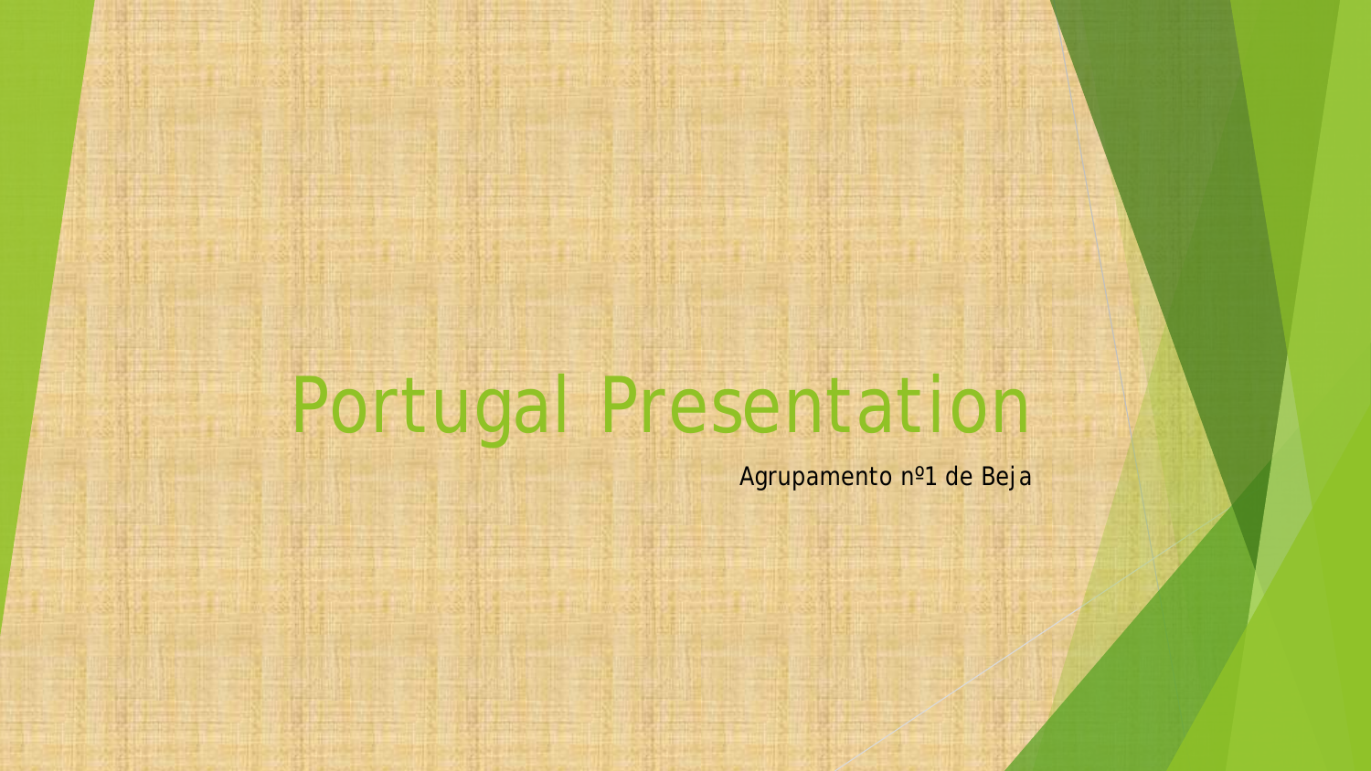# Portugal Presentation

Agrupamento nº1 de Beja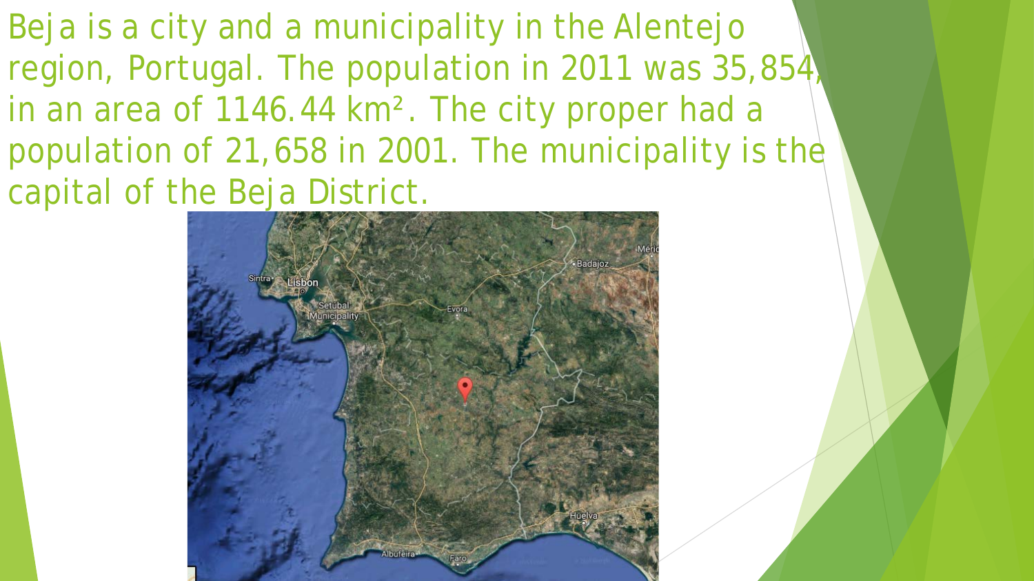Beja is a city and a municipality in the Alentejo region, Portugal. The population in 2011 was 35,854, in an area of 1146.44 km². The city proper had a population of 21,658 in 2001. The municipality is the capital of the Beja District.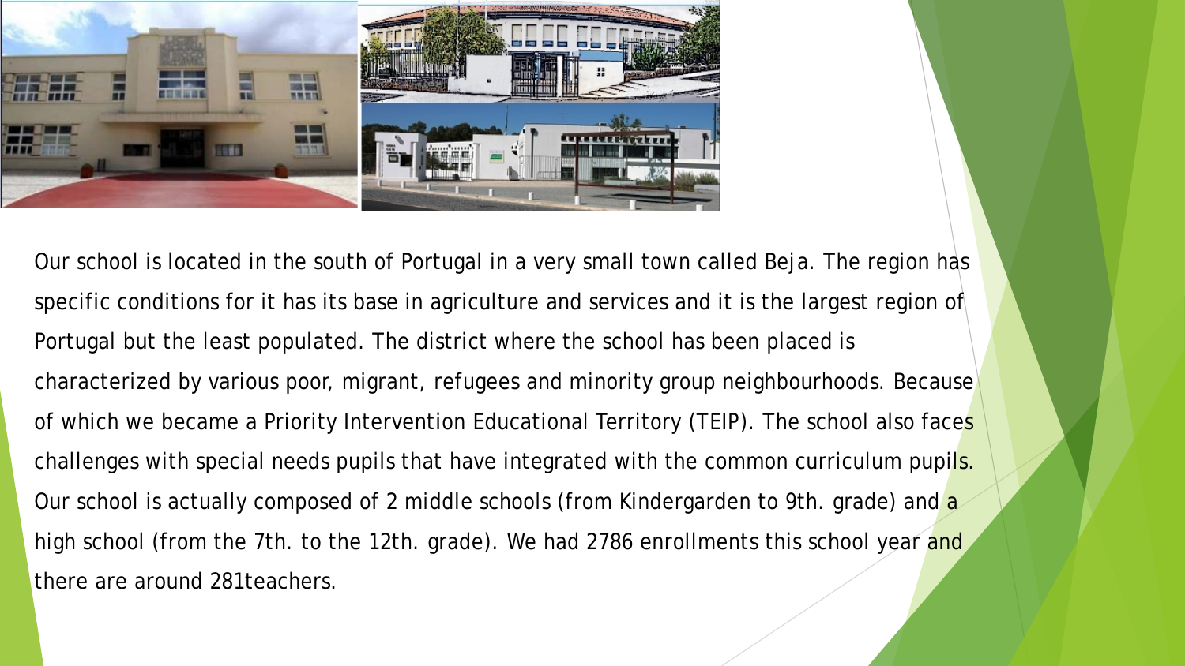Our school is located in the south of Portugal in a very small town called Beja. The region has specific conditions for it has its base in agriculture and services and it is the largest region of Portugal but the least populated. The district where the school has been placed is characterized by various poor, migrant, refugees and minority group neighbourhoods. Because of which we became a Priority Intervention Educational Territory (TEIP). The school also faces challenges with special needs pupils that have integrated with the common curriculum pupils. Our school is actually composed of 2 middle schools (from Kindergarden to 9th. grade) and a high school (from the 7th. to the 12th. grade). We had 2786 enrollments this school year and there are around 281teachers.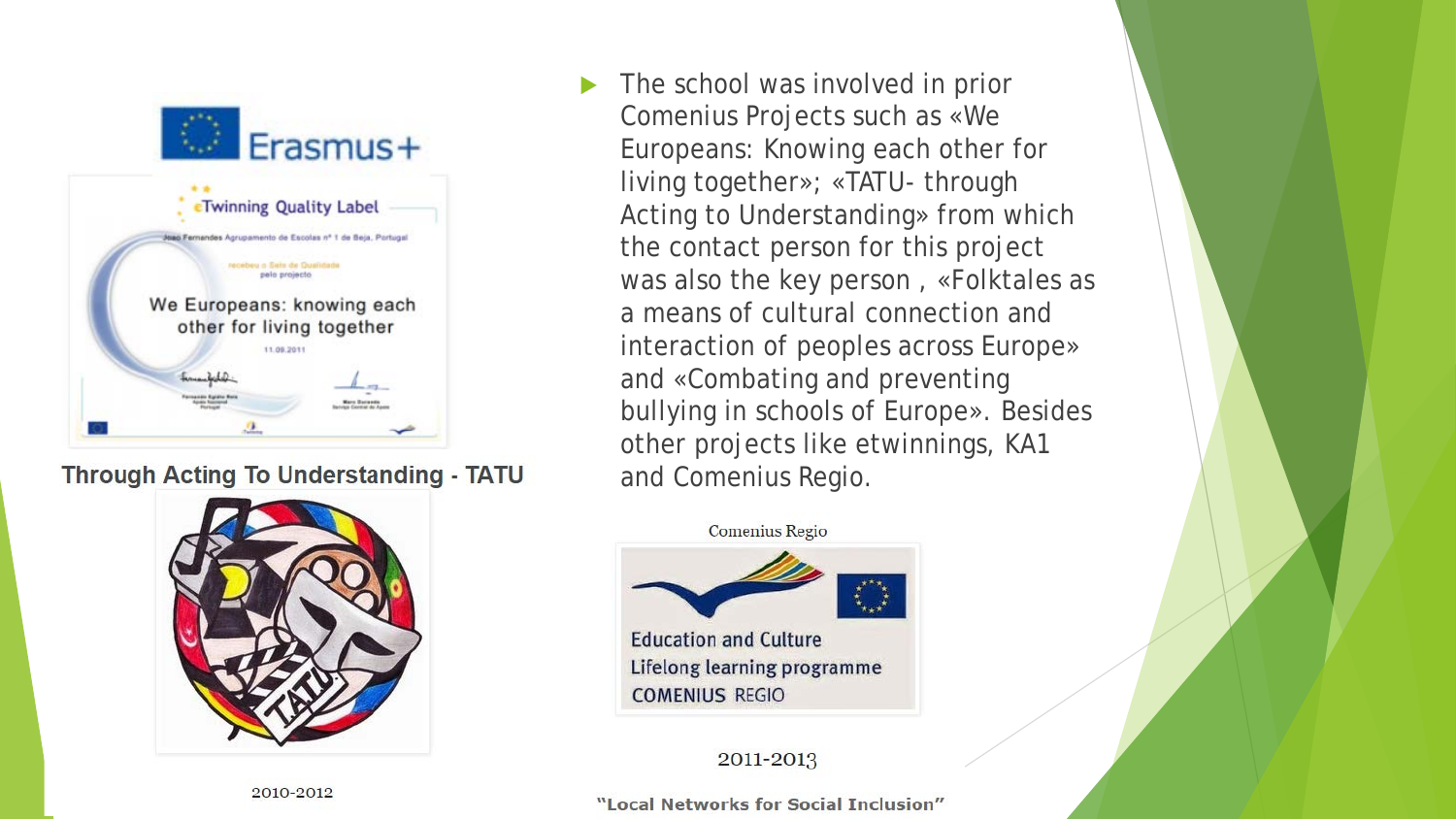Through Acting To Understanding - TATU

2010-2012

- The school was involved in prior Comenius Projects such as «We Europeans: Knowing each other for living together»; «TATU- through Acting to Understanding» from which the contact person for this project was also the key person , «Folktales as a means of cultural connection and interaction of peoples across Europe» and «Combating and preventing bullying in schools of Europe». Besides other projects like etwinnings, KA1 and Comenius Regio.

Comenius Regio

2011-2013

"Local Networks for Social Inclusion"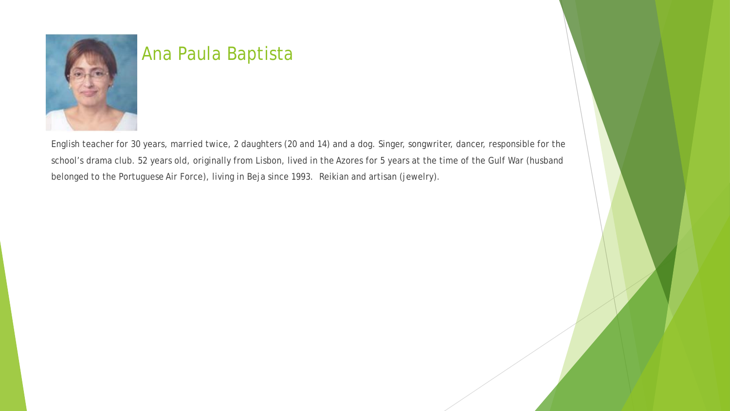# Ana Paula Baptista

English teacher for 30 years, married twice, 2 daughters (20 and 14) and a dog. Singer, songwriter, dancer, responsible for the school's drama club. 52 years old, originally from Lisbon, lived in the Azores for 5 years at the time of the Gulf War (husband belonged to the Portuguese Air Force), living in Beja since 1993. Reikian and artisan (jewelry).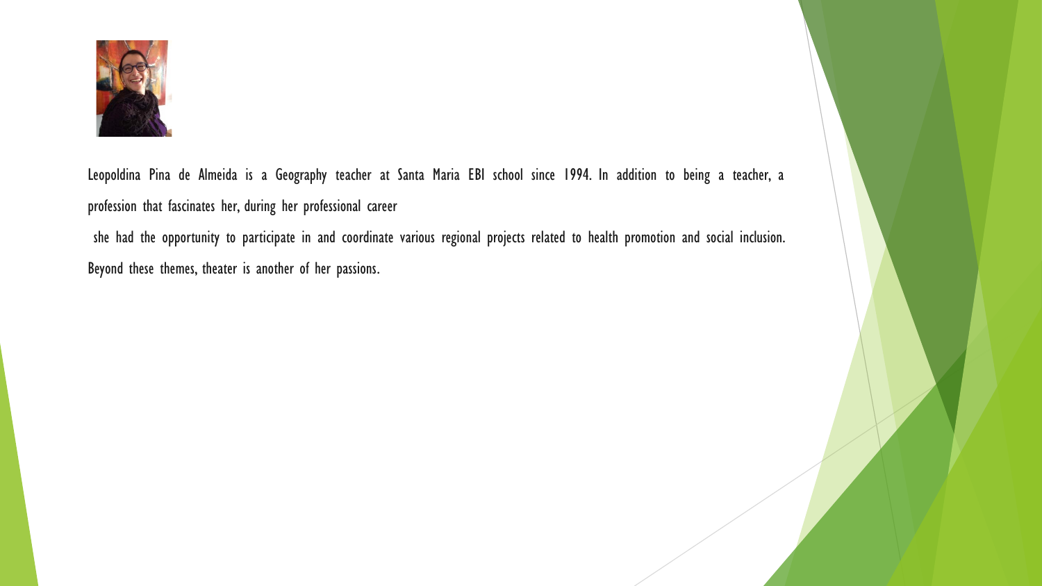Leopoldina Pina de Almeida is a Geography teacher at Santa Maria EBI school since 1994. In addition to being a teacher, a profession that fascinates her, during her professional career

she had the opportunity to participate in and coordinate various regional projects related to health promotion and social inclusion. Beyond these themes, theater is another of her passions.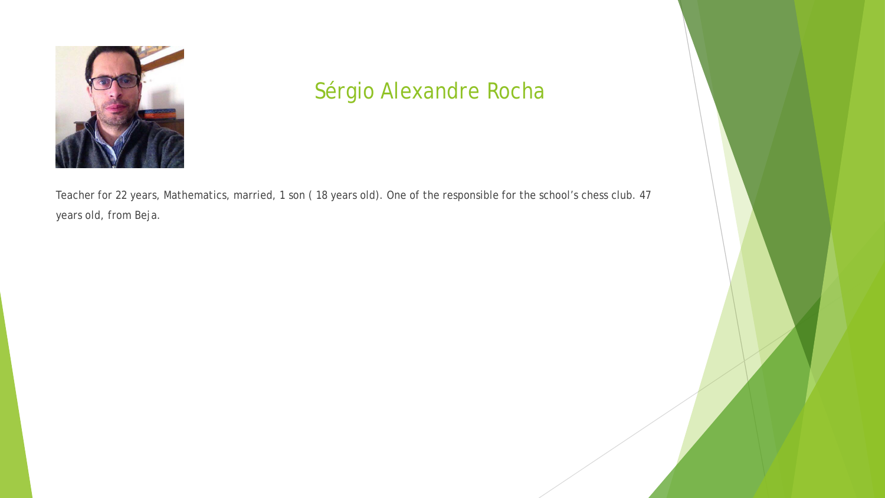## Sérgio Alexandre Rocha

Teacher for 22 years, Mathematics, married, 1 son ( 18 years old). One of the responsible for the school's chess club. 47 years old, from Beja.